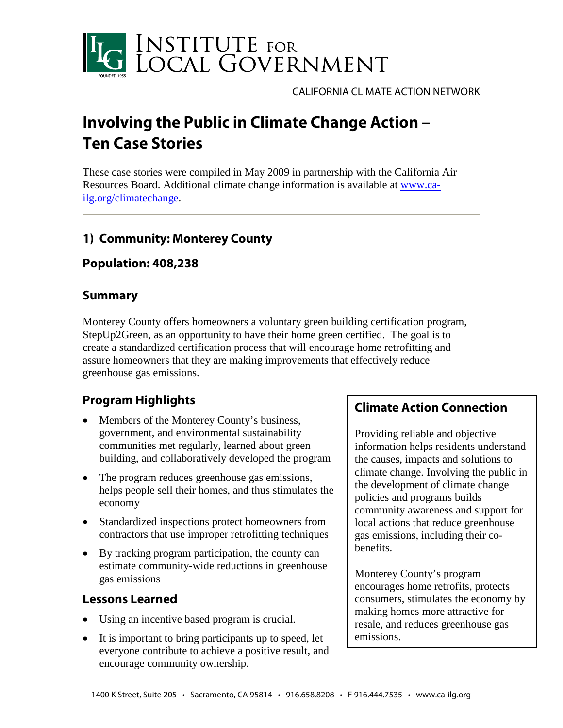# INSTITUTE FOR LOCAL GOVERNMENT

CALIFORNIA CLIMATE ACTION NETWORK

# Involving the Public in Climate Change Action – Ten Case Stories

These case stories were compiled in May 2009 in partnership with the California Air Resources Board. Additional climate change information is available at www.ca-ilg.org/climatechange.

## 1) Community: Monterey County

### Population: 408,238

### Summary

Monterey County offers homeowners a voluntary green building certification program, StepUp2Green, as an opportunity to have their home green certified. The goal is to create a standardized certification process that will encourage home retrofitting and assure homeowners that they are making improvements that effectively reduce greenhouse gas emissions.

### Program Highlights

- Members of the Monterey County's business, government, and environmental sustainability communities met regularly, learned about green building, and collaboratively developed the program
- The program reduces greenhouse gas emissions, helps people sell their homes, and thus stimulates the economy
- Standardized inspections protect homeowners from contractors that use improper retrofitting techniques
- By tracking program participation, the county can estimate community-wide reductions in greenhouse gas emissions

### Lessons Learned

- Using an incentive based program is crucial.
- It is important to bring participants up to speed, let everyone contribute to achieve a positive result, and encourage community ownership.

### Climate Action Connection

Providing reliable and objective information helps residents understand the causes, impacts and solutions to climate change. Involving the public in the development of climate change policies and programs builds community awareness and support for local actions that reduce greenhouse gas emissions, including their co-benefits.

Monterey County's program encourages home retrofits, protects consumers, stimulates the economy by making homes more attractive for resale, and reduces greenhouse gas emissions.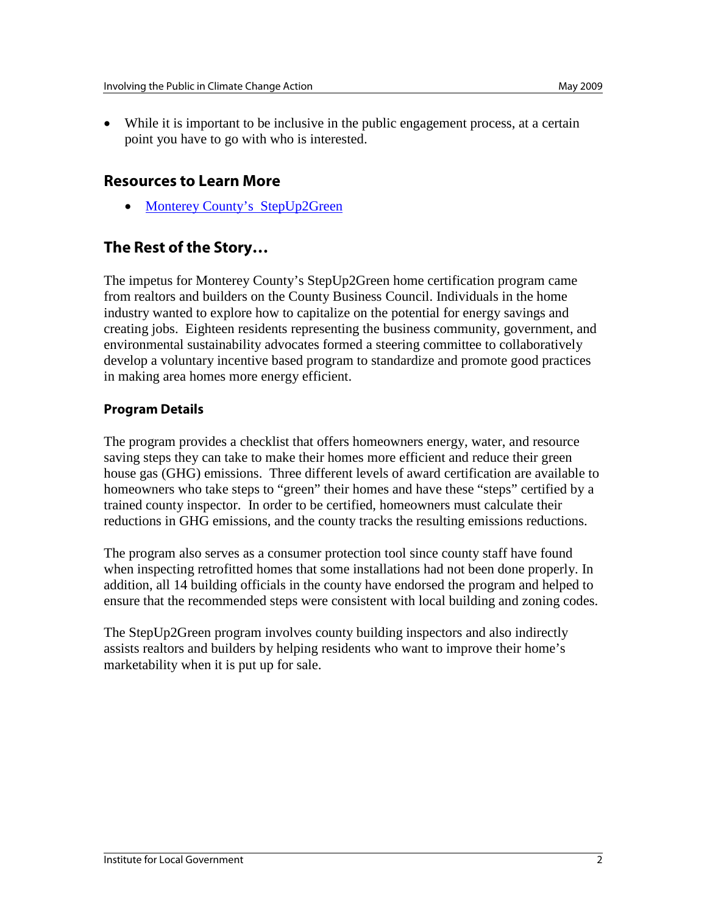- While it is important to be inclusive in the public engagement process, at a certain point you have to go with who is interested.

## Resources to Learn More

- [Monterey County's StepUp2Green]()

## The Rest of the Story…

The impetus for Monterey County's StepUp2Green home certification program came from realtors and builders on the County Business Council. Individuals in the home industry wanted to explore how to capitalize on the potential for energy savings and creating jobs. Eighteen residents representing the business community, government, and environmental sustainability advocates formed a steering committee to collaboratively develop a voluntary incentive based program to standardize and promote good practices in making area homes more energy efficient.

### Program Details

The program provides a checklist that offers homeowners energy, water, and resource saving steps they can take to make their homes more efficient and reduce their green house gas (GHG) emissions. Three different levels of award certification are available to homeowners who take steps to "green" their homes and have these "steps" certified by a trained county inspector. In order to be certified, homeowners must calculate their reductions in GHG emissions, and the county tracks the resulting emissions reductions.

The program also serves as a consumer protection tool since county staff have found when inspecting retrofitted homes that some installations had not been done properly. In addition, all 14 building officials in the county have endorsed the program and helped to ensure that the recommended steps were consistent with local building and zoning codes.

The StepUp2Green program involves county building inspectors and also indirectly assists realtors and builders by helping residents who want to improve their home's marketability when it is put up for sale.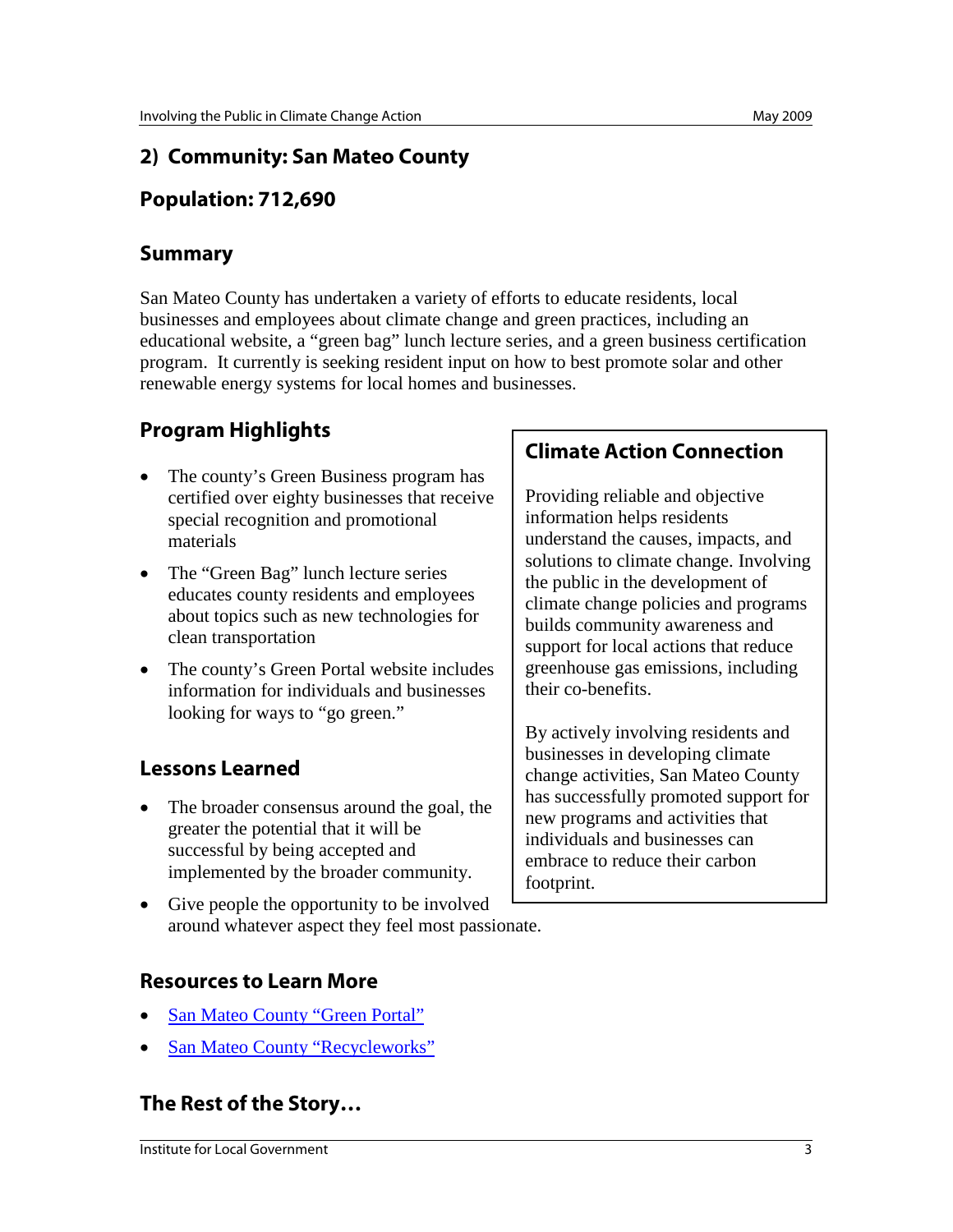## 2) Community: San Mateo County

## Population: 712,690

### Summary

San Mateo County has undertaken a variety of efforts to educate residents, local businesses and employees about climate change and green practices, including an educational website, a "green bag" lunch lecture series, and a green business certification program. It currently is seeking resident input on how to best promote solar and other renewable energy systems for local homes and businesses.

### Program Highlights

- The county's Green Business program has certified over eighty businesses that receive special recognition and promotional materials
- The "Green Bag" lunch lecture series educates county residents and employees about topics such as new technologies for clean transportation
- The county's Green Portal website includes information for individuals and businesses looking for ways to "go green."

### Climate Action Connection

Providing reliable and objective information helps residents understand the causes, impacts, and solutions to climate change. Involving the public in the development of climate change policies and programs builds community awareness and support for local actions that reduce greenhouse gas emissions, including their co-benefits.

By actively involving residents and businesses in developing climate change activities, San Mateo County has successfully promoted support for new programs and activities that individuals and businesses can embrace to reduce their carbon footprint.

### Lessons Learned

- The broader consensus around the goal, the greater the potential that it will be successful by being accepted and implemented by the broader community.
- Give people the opportunity to be involved around whatever aspect they feel most passionate.

### Resources to Learn More

- San Mateo County "Green Portal"
- San Mateo County "Recycleworks"

### The Rest of the Story…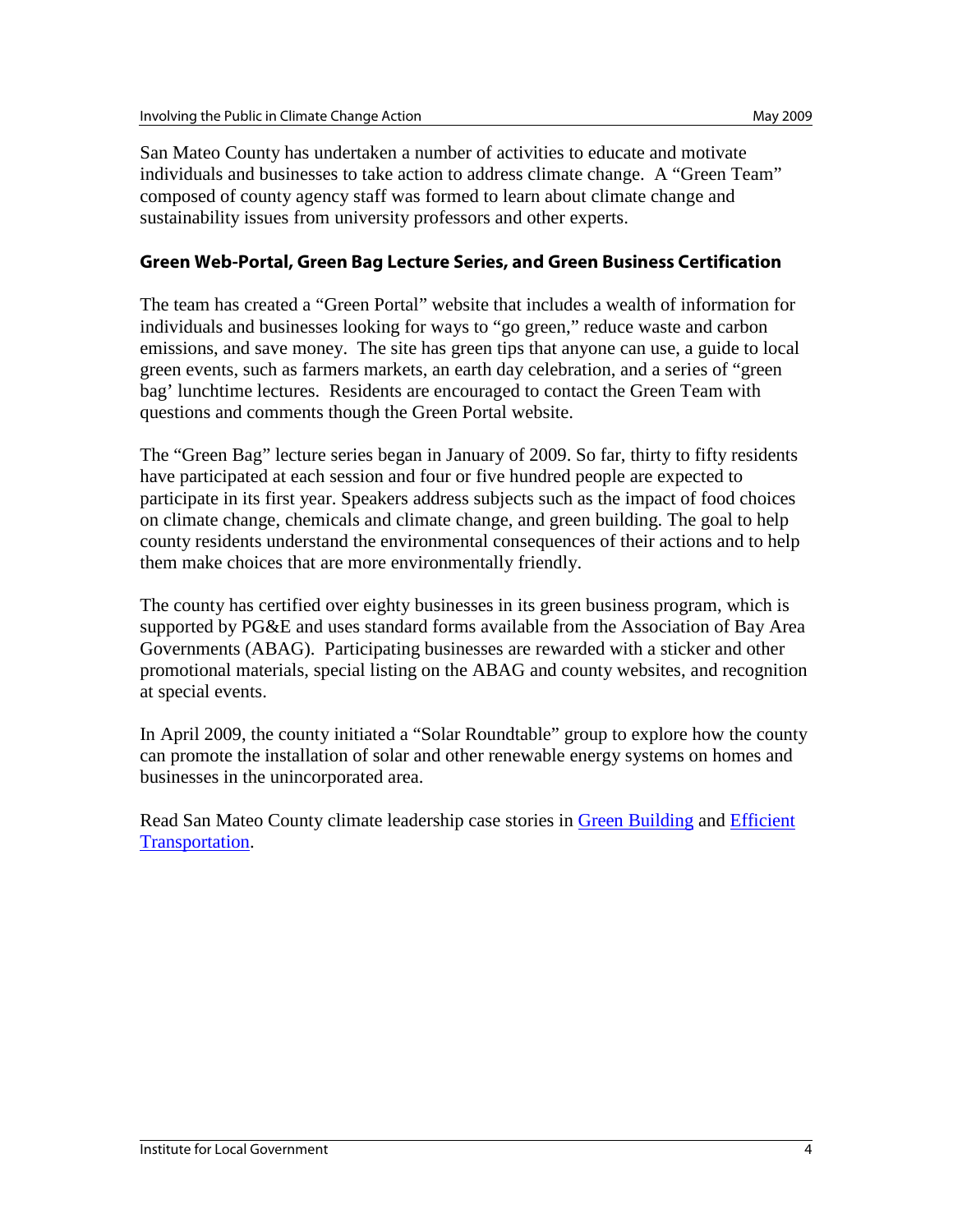San Mateo County has undertaken a number of activities to educate and motivate individuals and businesses to take action to address climate change. A "Green Team" composed of county agency staff was formed to learn about climate change and sustainability issues from university professors and other experts.

## Green Web-Portal, Green Bag Lecture Series, and Green Business Certification

The team has created a "Green Portal" website that includes a wealth of information for individuals and businesses looking for ways to "go green," reduce waste and carbon emissions, and save money. The site has green tips that anyone can use, a guide to local green events, such as farmers markets, an earth day celebration, and a series of "green bag' lunchtime lectures. Residents are encouraged to contact the Green Team with questions and comments though the Green Portal website.

The "Green Bag" lecture series began in January of 2009. So far, thirty to fifty residents have participated at each session and four or five hundred people are expected to participate in its first year. Speakers address subjects such as the impact of food choices on climate change, chemicals and climate change, and green building. The goal to help county residents understand the environmental consequences of their actions and to help them make choices that are more environmentally friendly.

The county has certified over eighty businesses in its green business program, which is supported by PG&E and uses standard forms available from the Association of Bay Area Governments (ABAG). Participating businesses are rewarded with a sticker and other promotional materials, special listing on the ABAG and county websites, and recognition at special events.

In April 2009, the county initiated a "Solar Roundtable" group to explore how the county can promote the installation of solar and other renewable energy systems on homes and businesses in the unincorporated area.

Read San Mateo County climate leadership case stories in Green Building and Efficient Transportation.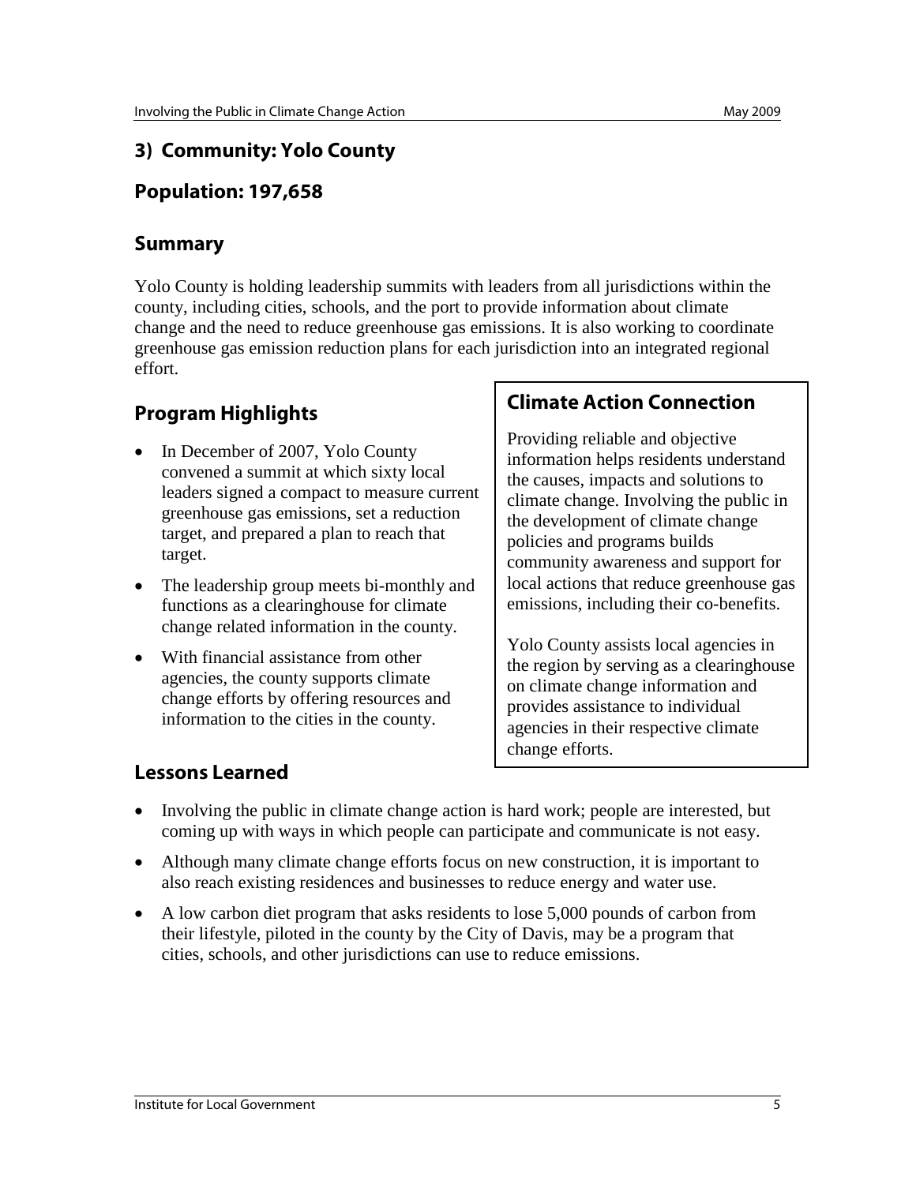## 3) Community: Yolo County

## Population: 197,658

### Summary

Yolo County is holding leadership summits with leaders from all jurisdictions within the county, including cities, schools, and the port to provide information about climate change and the need to reduce greenhouse gas emissions. It is also working to coordinate greenhouse gas emission reduction plans for each jurisdiction into an integrated regional effort.

### Program Highlights

- In December of 2007, Yolo County convened a summit at which sixty local leaders signed a compact to measure current greenhouse gas emissions, set a reduction target, and prepared a plan to reach that target.
- The leadership group meets bi-monthly and functions as a clearinghouse for climate change related information in the county.
- With financial assistance from other agencies, the county supports climate change efforts by offering resources and information to the cities in the county.

### Climate Action Connection

Providing reliable and objective information helps residents understand the causes, impacts and solutions to climate change. Involving the public in the development of climate change policies and programs builds community awareness and support for local actions that reduce greenhouse gas emissions, including their co-benefits.

Yolo County assists local agencies in the region by serving as a clearinghouse on climate change information and provides assistance to individual agencies in their respective climate change efforts.

### Lessons Learned

- Involving the public in climate change action is hard work; people are interested, but coming up with ways in which people can participate and communicate is not easy.
- Although many climate change efforts focus on new construction, it is important to also reach existing residences and businesses to reduce energy and water use.
- A low carbon diet program that asks residents to lose 5,000 pounds of carbon from their lifestyle, piloted in the county by the City of Davis, may be a program that cities, schools, and other jurisdictions can use to reduce emissions.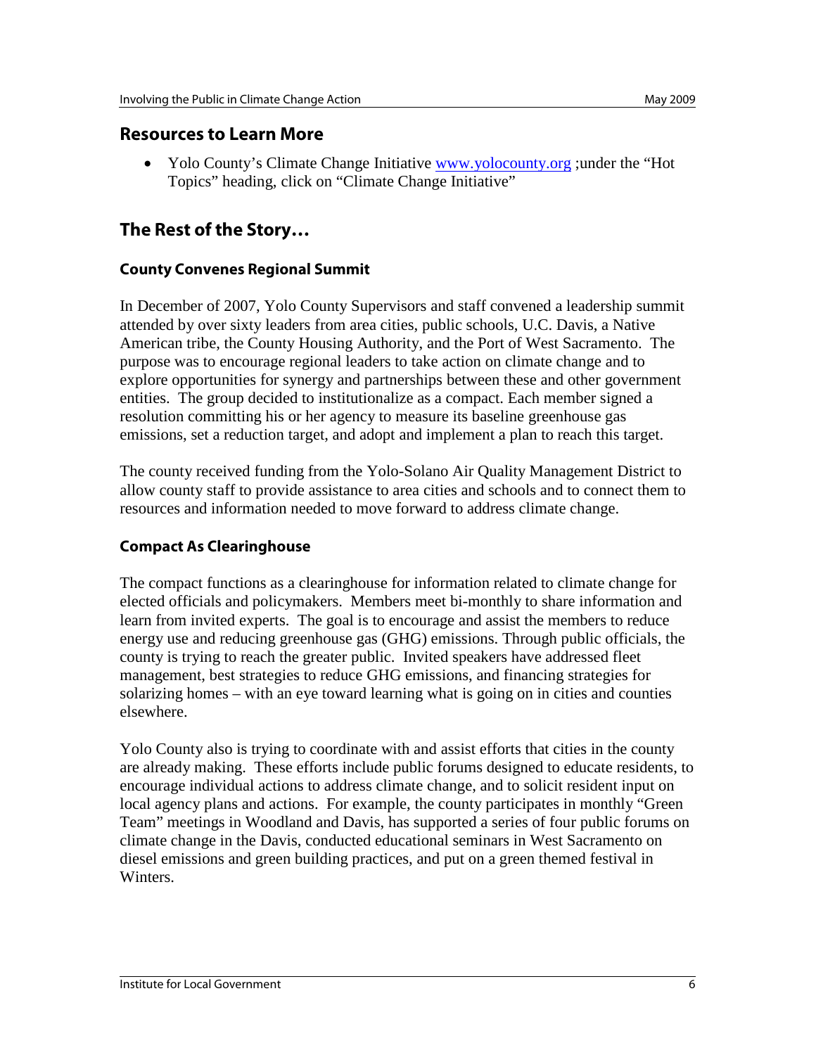## Resources to Learn More

- Yolo County's Climate Change Initiative www.yolocounty.org ;under the "Hot Topics" heading, click on "Climate Change Initiative"

## The Rest of the Story…

### County Convenes Regional Summit

In December of 2007, Yolo County Supervisors and staff convened a leadership summit attended by over sixty leaders from area cities, public schools, U.C. Davis, a Native American tribe, the County Housing Authority, and the Port of West Sacramento. The purpose was to encourage regional leaders to take action on climate change and to explore opportunities for synergy and partnerships between these and other government entities. The group decided to institutionalize as a compact. Each member signed a resolution committing his or her agency to measure its baseline greenhouse gas emissions, set a reduction target, and adopt and implement a plan to reach this target.

The county received funding from the Yolo-Solano Air Quality Management District to allow county staff to provide assistance to area cities and schools and to connect them to resources and information needed to move forward to address climate change.

### Compact As Clearinghouse

The compact functions as a clearinghouse for information related to climate change for elected officials and policymakers. Members meet bi-monthly to share information and learn from invited experts. The goal is to encourage and assist the members to reduce energy use and reducing greenhouse gas (GHG) emissions. Through public officials, the county is trying to reach the greater public. Invited speakers have addressed fleet management, best strategies to reduce GHG emissions, and financing strategies for solarizing homes – with an eye toward learning what is going on in cities and counties elsewhere.

Yolo County also is trying to coordinate with and assist efforts that cities in the county are already making. These efforts include public forums designed to educate residents, to encourage individual actions to address climate change, and to solicit resident input on local agency plans and actions. For example, the county participates in monthly "Green Team" meetings in Woodland and Davis, has supported a series of four public forums on climate change in the Davis, conducted educational seminars in West Sacramento on diesel emissions and green building practices, and put on a green themed festival in Winters.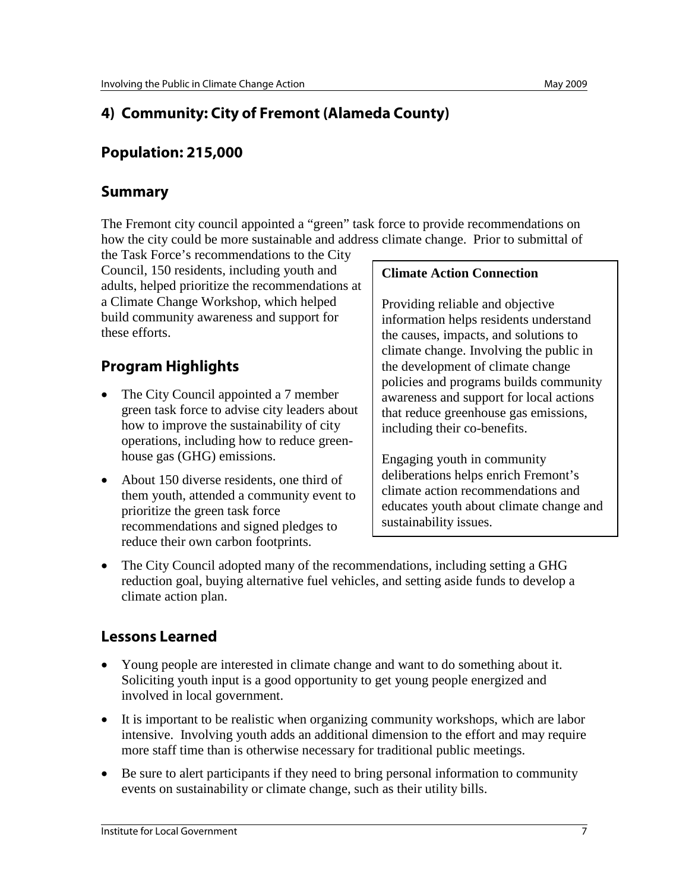## 4) Community: City of Fremont (Alameda County)

## Population: 215,000

### Summary

The Fremont city council appointed a "green" task force to provide recommendations on how the city could be more sustainable and address climate change. Prior to submittal of the Task Force's recommendations to the City Council, 150 residents, including youth and adults, helped prioritize the recommendations at a Climate Change Workshop, which helped build community awareness and support for these efforts.

> **Climate Action Connection**
>
> Providing reliable and objective information helps residents understand the causes, impacts, and solutions to climate change. Involving the public in the development of climate change policies and programs builds community awareness and support for local actions that reduce greenhouse gas emissions, including their co-benefits.
>
> Engaging youth in community deliberations helps enrich Fremont's climate action recommendations and educates youth about climate change and sustainability issues.

### Program Highlights

- The City Council appointed a 7 member green task force to advise city leaders about how to improve the sustainability of city operations, including how to reduce green-house gas (GHG) emissions.
- About 150 diverse residents, one third of them youth, attended a community event to prioritize the green task force recommendations and signed pledges to reduce their own carbon footprints.
- The City Council adopted many of the recommendations, including setting a GHG reduction goal, buying alternative fuel vehicles, and setting aside funds to develop a climate action plan.

### Lessons Learned

- Young people are interested in climate change and want to do something about it. Soliciting youth input is a good opportunity to get young people energized and involved in local government.
- It is important to be realistic when organizing community workshops, which are labor intensive. Involving youth adds an additional dimension to the effort and may require more staff time than is otherwise necessary for traditional public meetings.
- Be sure to alert participants if they need to bring personal information to community events on sustainability or climate change, such as their utility bills.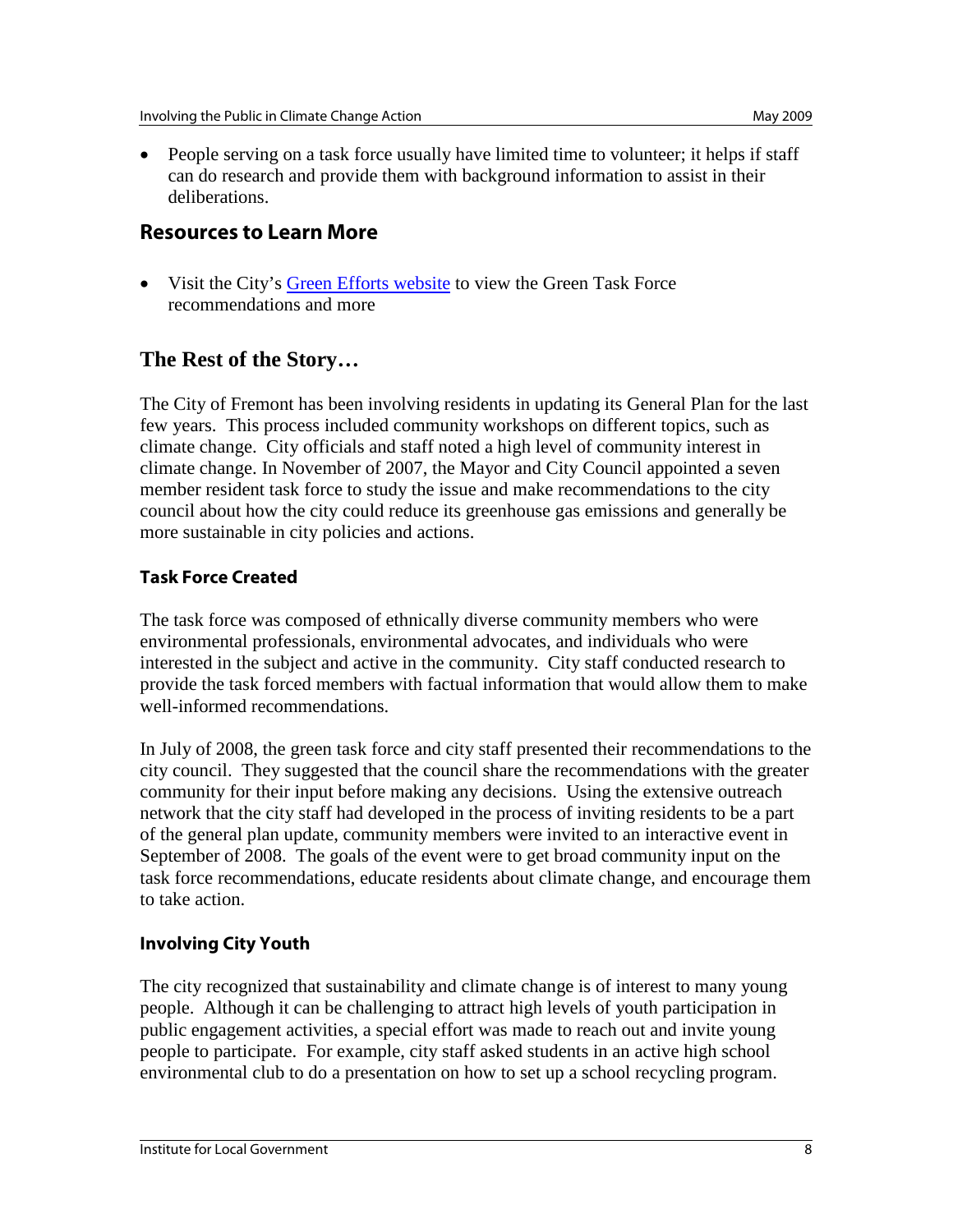- People serving on a task force usually have limited time to volunteer; it helps if staff can do research and provide them with background information to assist in their deliberations.

## Resources to Learn More

- Visit the City's Green Efforts website to view the Green Task Force recommendations and more

## The Rest of the Story…

The City of Fremont has been involving residents in updating its General Plan for the last few years. This process included community workshops on different topics, such as climate change. City officials and staff noted a high level of community interest in climate change. In November of 2007, the Mayor and City Council appointed a seven member resident task force to study the issue and make recommendations to the city council about how the city could reduce its greenhouse gas emissions and generally be more sustainable in city policies and actions.

### Task Force Created

The task force was composed of ethnically diverse community members who were environmental professionals, environmental advocates, and individuals who were interested in the subject and active in the community. City staff conducted research to provide the task forced members with factual information that would allow them to make well-informed recommendations.

In July of 2008, the green task force and city staff presented their recommendations to the city council. They suggested that the council share the recommendations with the greater community for their input before making any decisions. Using the extensive outreach network that the city staff had developed in the process of inviting residents to be a part of the general plan update, community members were invited to an interactive event in September of 2008. The goals of the event were to get broad community input on the task force recommendations, educate residents about climate change, and encourage them to take action.

### Involving City Youth

The city recognized that sustainability and climate change is of interest to many young people. Although it can be challenging to attract high levels of youth participation in public engagement activities, a special effort was made to reach out and invite young people to participate. For example, city staff asked students in an active high school environmental club to do a presentation on how to set up a school recycling program.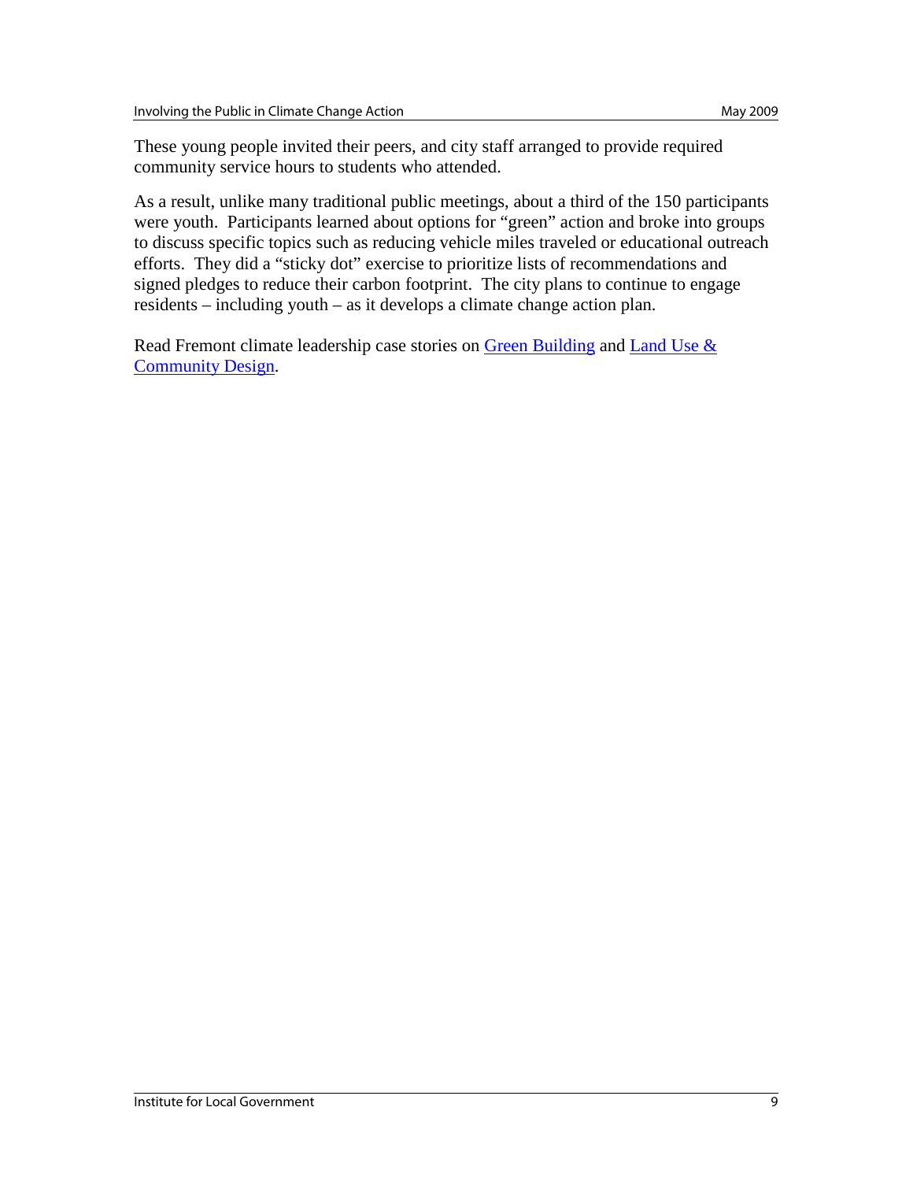These young people invited their peers, and city staff arranged to provide required community service hours to students who attended.

As a result, unlike many traditional public meetings, about a third of the 150 participants were youth. Participants learned about options for "green" action and broke into groups to discuss specific topics such as reducing vehicle miles traveled or educational outreach efforts. They did a "sticky dot" exercise to prioritize lists of recommendations and signed pledges to reduce their carbon footprint. The city plans to continue to engage residents – including youth – as it develops a climate change action plan.

Read Fremont climate leadership case stories on Green Building and Land Use & Community Design.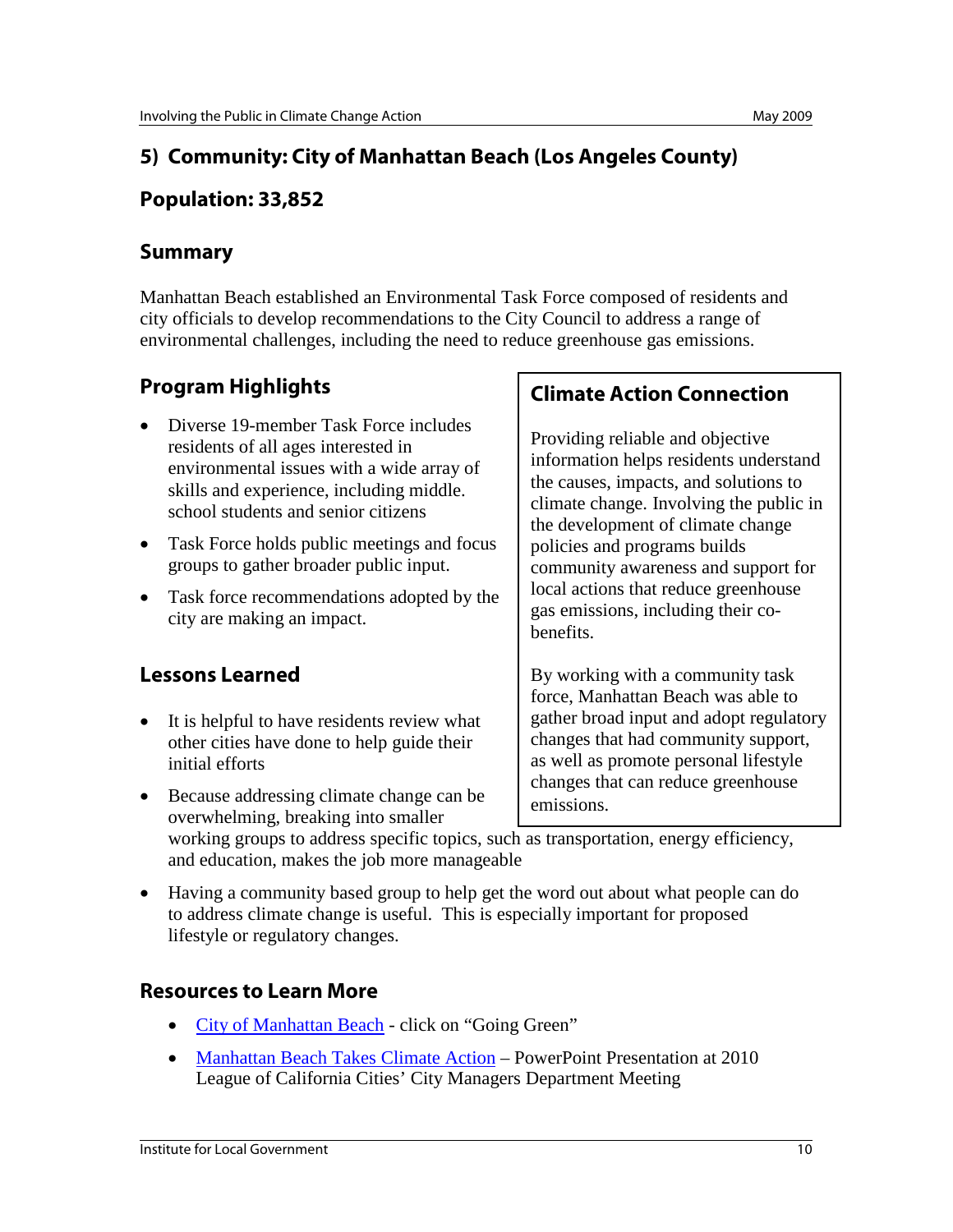## 5) Community: City of Manhattan Beach (Los Angeles County)

## Population: 33,852

### Summary

Manhattan Beach established an Environmental Task Force composed of residents and city officials to develop recommendations to the City Council to address a range of environmental challenges, including the need to reduce greenhouse gas emissions.

### Program Highlights

- Diverse 19-member Task Force includes residents of all ages interested in environmental issues with a wide array of skills and experience, including middle. school students and senior citizens
- Task Force holds public meetings and focus groups to gather broader public input.
- Task force recommendations adopted by the city are making an impact.

### Climate Action Connection

Providing reliable and objective information helps residents understand the causes, impacts, and solutions to climate change. Involving the public in the development of climate change policies and programs builds community awareness and support for local actions that reduce greenhouse gas emissions, including their co-benefits.

By working with a community task force, Manhattan Beach was able to gather broad input and adopt regulatory changes that had community support, as well as promote personal lifestyle changes that can reduce greenhouse emissions.

### Lessons Learned

- It is helpful to have residents review what other cities have done to help guide their initial efforts
- Because addressing climate change can be overwhelming, breaking into smaller working groups to address specific topics, such as transportation, energy efficiency, and education, makes the job more manageable
- Having a community based group to help get the word out about what people can do to address climate change is useful. This is especially important for proposed lifestyle or regulatory changes.

### Resources to Learn More

- City of Manhattan Beach - click on "Going Green"
- Manhattan Beach Takes Climate Action – PowerPoint Presentation at 2010 League of California Cities' City Managers Department Meeting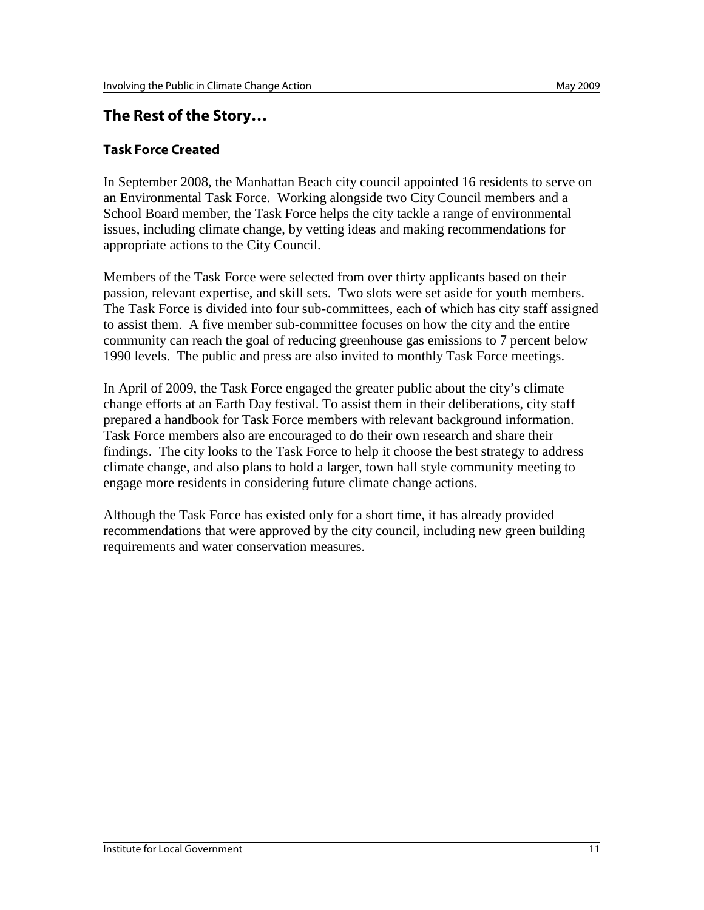## The Rest of the Story…

### Task Force Created

In September 2008, the Manhattan Beach city council appointed 16 residents to serve on an Environmental Task Force. Working alongside two City Council members and a School Board member, the Task Force helps the city tackle a range of environmental issues, including climate change, by vetting ideas and making recommendations for appropriate actions to the City Council.

Members of the Task Force were selected from over thirty applicants based on their passion, relevant expertise, and skill sets. Two slots were set aside for youth members. The Task Force is divided into four sub-committees, each of which has city staff assigned to assist them. A five member sub-committee focuses on how the city and the entire community can reach the goal of reducing greenhouse gas emissions to 7 percent below 1990 levels. The public and press are also invited to monthly Task Force meetings.

In April of 2009, the Task Force engaged the greater public about the city's climate change efforts at an Earth Day festival. To assist them in their deliberations, city staff prepared a handbook for Task Force members with relevant background information. Task Force members also are encouraged to do their own research and share their findings. The city looks to the Task Force to help it choose the best strategy to address climate change, and also plans to hold a larger, town hall style community meeting to engage more residents in considering future climate change actions.

Although the Task Force has existed only for a short time, it has already provided recommendations that were approved by the city council, including new green building requirements and water conservation measures.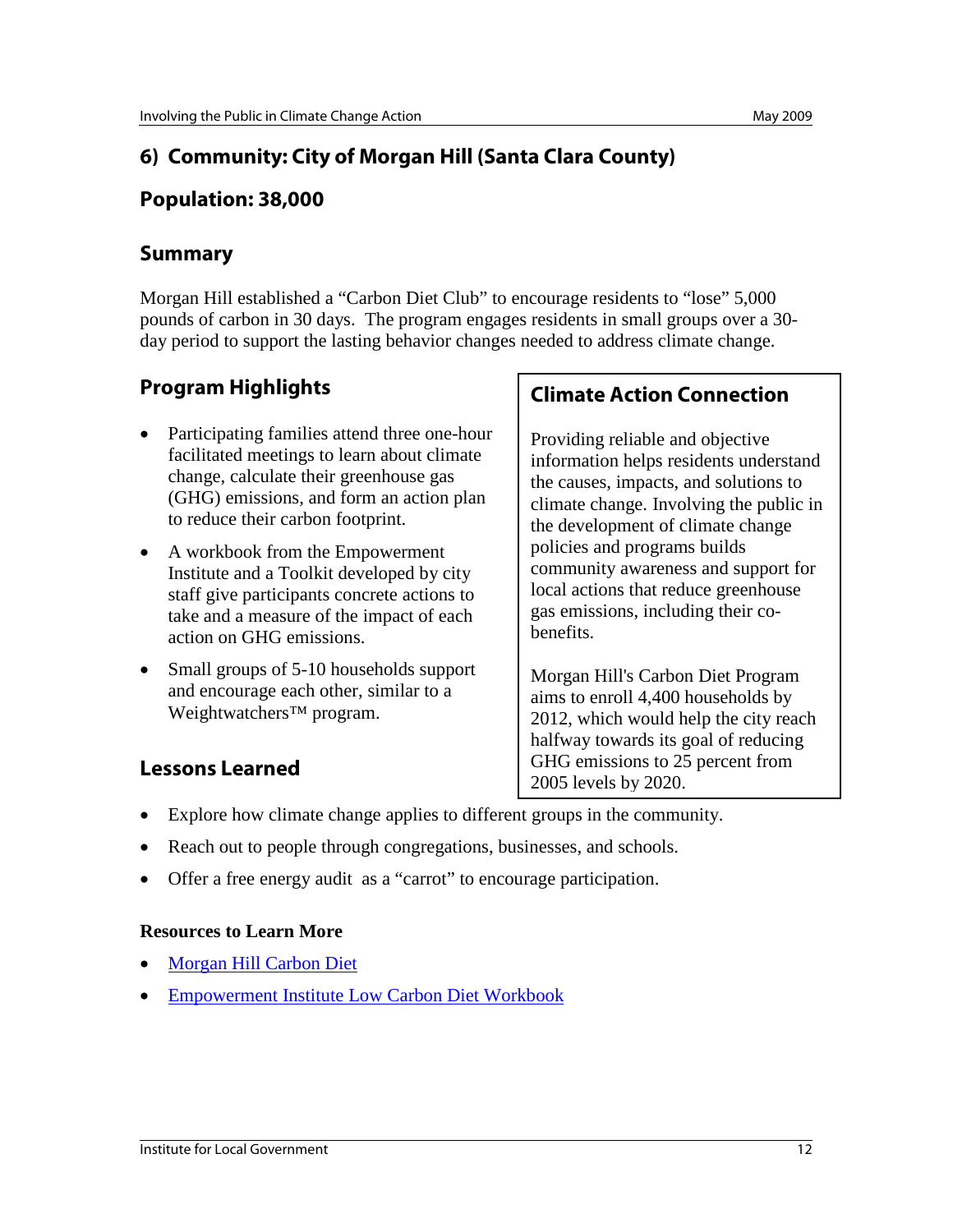## 6) Community: City of Morgan Hill (Santa Clara County)

## Population: 38,000

### Summary

Morgan Hill established a "Carbon Diet Club" to encourage residents to "lose" 5,000 pounds of carbon in 30 days. The program engages residents in small groups over a 30-day period to support the lasting behavior changes needed to address climate change.

### Program Highlights

- Participating families attend three one-hour facilitated meetings to learn about climate change, calculate their greenhouse gas (GHG) emissions, and form an action plan to reduce their carbon footprint.
- A workbook from the Empowerment Institute and a Toolkit developed by city staff give participants concrete actions to take and a measure of the impact of each action on GHG emissions.
- Small groups of 5-10 households support and encourage each other, similar to a Weightwatchers™ program.

### Climate Action Connection

Providing reliable and objective information helps residents understand the causes, impacts, and solutions to climate change. Involving the public in the development of climate change policies and programs builds community awareness and support for local actions that reduce greenhouse gas emissions, including their co-benefits.

Morgan Hill's Carbon Diet Program aims to enroll 4,400 households by 2012, which would help the city reach halfway towards its goal of reducing GHG emissions to 25 percent from 2005 levels by 2020.

### Lessons Learned

- Explore how climate change applies to different groups in the community.
- Reach out to people through congregations, businesses, and schools.
- Offer a free energy audit as a "carrot" to encourage participation.

**Resources to Learn More**

- Morgan Hill Carbon Diet
- Empowerment Institute Low Carbon Diet Workbook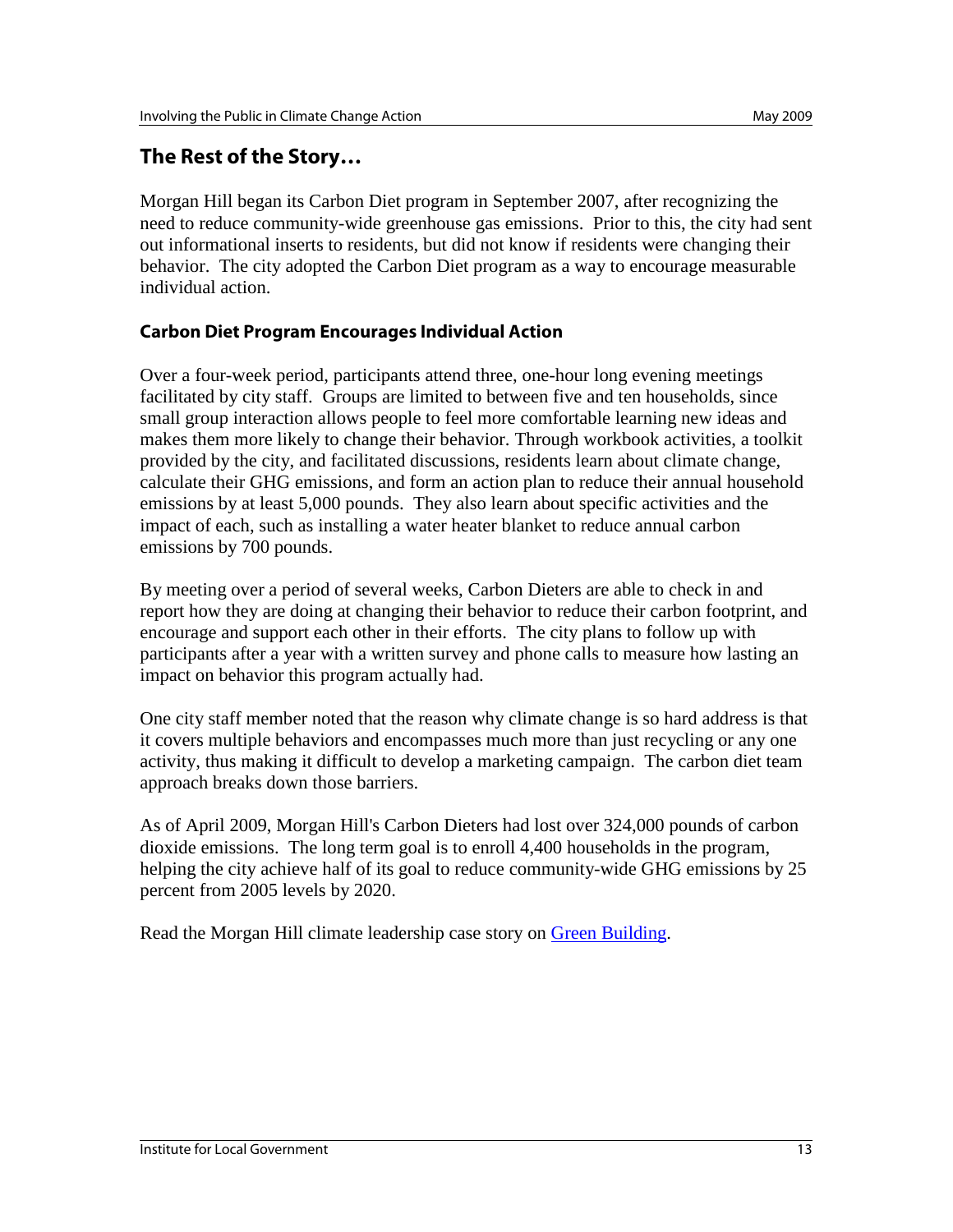## The Rest of the Story…

Morgan Hill began its Carbon Diet program in September 2007, after recognizing the need to reduce community-wide greenhouse gas emissions. Prior to this, the city had sent out informational inserts to residents, but did not know if residents were changing their behavior. The city adopted the Carbon Diet program as a way to encourage measurable individual action.

### Carbon Diet Program Encourages Individual Action

Over a four-week period, participants attend three, one-hour long evening meetings facilitated by city staff. Groups are limited to between five and ten households, since small group interaction allows people to feel more comfortable learning new ideas and makes them more likely to change their behavior. Through workbook activities, a toolkit provided by the city, and facilitated discussions, residents learn about climate change, calculate their GHG emissions, and form an action plan to reduce their annual household emissions by at least 5,000 pounds. They also learn about specific activities and the impact of each, such as installing a water heater blanket to reduce annual carbon emissions by 700 pounds.

By meeting over a period of several weeks, Carbon Dieters are able to check in and report how they are doing at changing their behavior to reduce their carbon footprint, and encourage and support each other in their efforts. The city plans to follow up with participants after a year with a written survey and phone calls to measure how lasting an impact on behavior this program actually had.

One city staff member noted that the reason why climate change is so hard address is that it covers multiple behaviors and encompasses much more than just recycling or any one activity, thus making it difficult to develop a marketing campaign. The carbon diet team approach breaks down those barriers.

As of April 2009, Morgan Hill's Carbon Dieters had lost over 324,000 pounds of carbon dioxide emissions. The long term goal is to enroll 4,400 households in the program, helping the city achieve half of its goal to reduce community-wide GHG emissions by 25 percent from 2005 levels by 2020.

Read the Morgan Hill climate leadership case story on Green Building.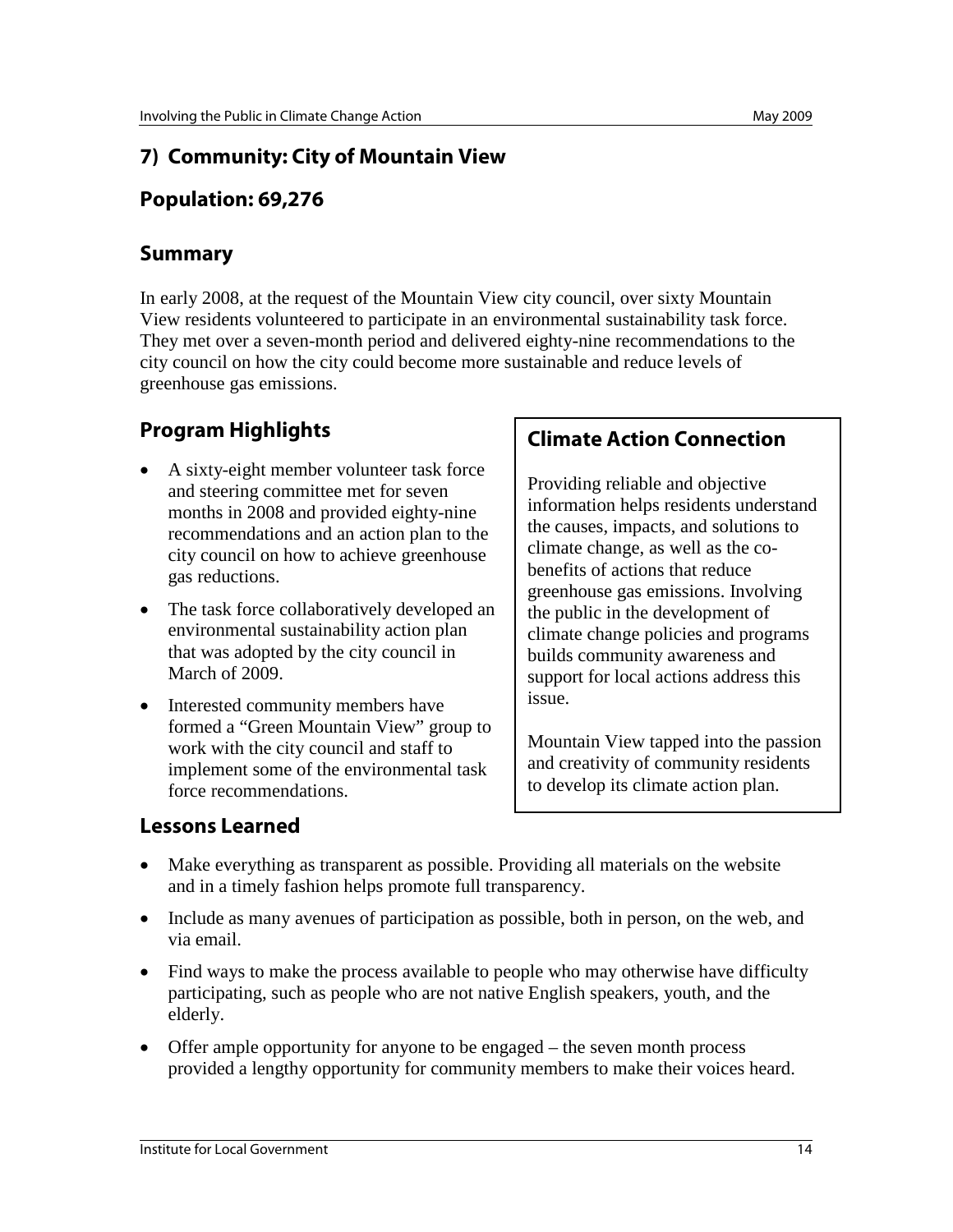## 7) Community: City of Mountain View

## Population: 69,276

### Summary

In early 2008, at the request of the Mountain View city council, over sixty Mountain View residents volunteered to participate in an environmental sustainability task force. They met over a seven-month period and delivered eighty-nine recommendations to the city council on how the city could become more sustainable and reduce levels of greenhouse gas emissions.

### Program Highlights

- A sixty-eight member volunteer task force and steering committee met for seven months in 2008 and provided eighty-nine recommendations and an action plan to the city council on how to achieve greenhouse gas reductions.
- The task force collaboratively developed an environmental sustainability action plan that was adopted by the city council in March of 2009.
- Interested community members have formed a "Green Mountain View" group to work with the city council and staff to implement some of the environmental task force recommendations.

### Climate Action Connection

Providing reliable and objective information helps residents understand the causes, impacts, and solutions to climate change, as well as the co-benefits of actions that reduce greenhouse gas emissions. Involving the public in the development of climate change policies and programs builds community awareness and support for local actions address this issue.

Mountain View tapped into the passion and creativity of community residents to develop its climate action plan.

### Lessons Learned

- Make everything as transparent as possible. Providing all materials on the website and in a timely fashion helps promote full transparency.
- Include as many avenues of participation as possible, both in person, on the web, and via email.
- Find ways to make the process available to people who may otherwise have difficulty participating, such as people who are not native English speakers, youth, and the elderly.
- Offer ample opportunity for anyone to be engaged – the seven month process provided a lengthy opportunity for community members to make their voices heard.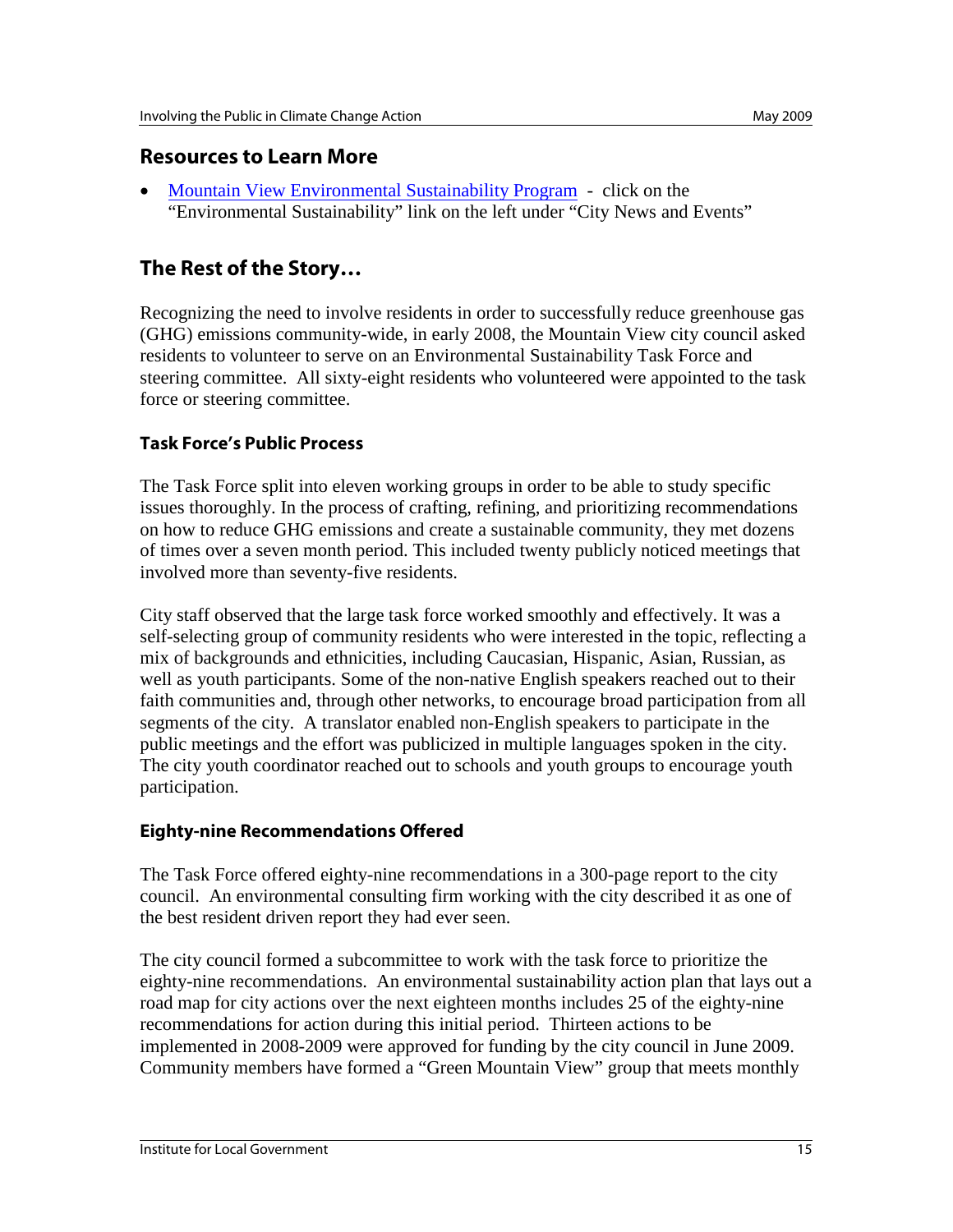## Resources to Learn More

- [Mountain View Environmental Sustainability Program](#) - click on the "Environmental Sustainability" link on the left under "City News and Events"

## The Rest of the Story…

Recognizing the need to involve residents in order to successfully reduce greenhouse gas (GHG) emissions community-wide, in early 2008, the Mountain View city council asked residents to volunteer to serve on an Environmental Sustainability Task Force and steering committee. All sixty-eight residents who volunteered were appointed to the task force or steering committee.

### Task Force's Public Process

The Task Force split into eleven working groups in order to be able to study specific issues thoroughly. In the process of crafting, refining, and prioritizing recommendations on how to reduce GHG emissions and create a sustainable community, they met dozens of times over a seven month period. This included twenty publicly noticed meetings that involved more than seventy-five residents.

City staff observed that the large task force worked smoothly and effectively. It was a self-selecting group of community residents who were interested in the topic, reflecting a mix of backgrounds and ethnicities, including Caucasian, Hispanic, Asian, Russian, as well as youth participants. Some of the non-native English speakers reached out to their faith communities and, through other networks, to encourage broad participation from all segments of the city. A translator enabled non-English speakers to participate in the public meetings and the effort was publicized in multiple languages spoken in the city. The city youth coordinator reached out to schools and youth groups to encourage youth participation.

### Eighty-nine Recommendations Offered

The Task Force offered eighty-nine recommendations in a 300-page report to the city council. An environmental consulting firm working with the city described it as one of the best resident driven report they had ever seen.

The city council formed a subcommittee to work with the task force to prioritize the eighty-nine recommendations. An environmental sustainability action plan that lays out a road map for city actions over the next eighteen months includes 25 of the eighty-nine recommendations for action during this initial period. Thirteen actions to be implemented in 2008-2009 were approved for funding by the city council in June 2009. Community members have formed a "Green Mountain View" group that meets monthly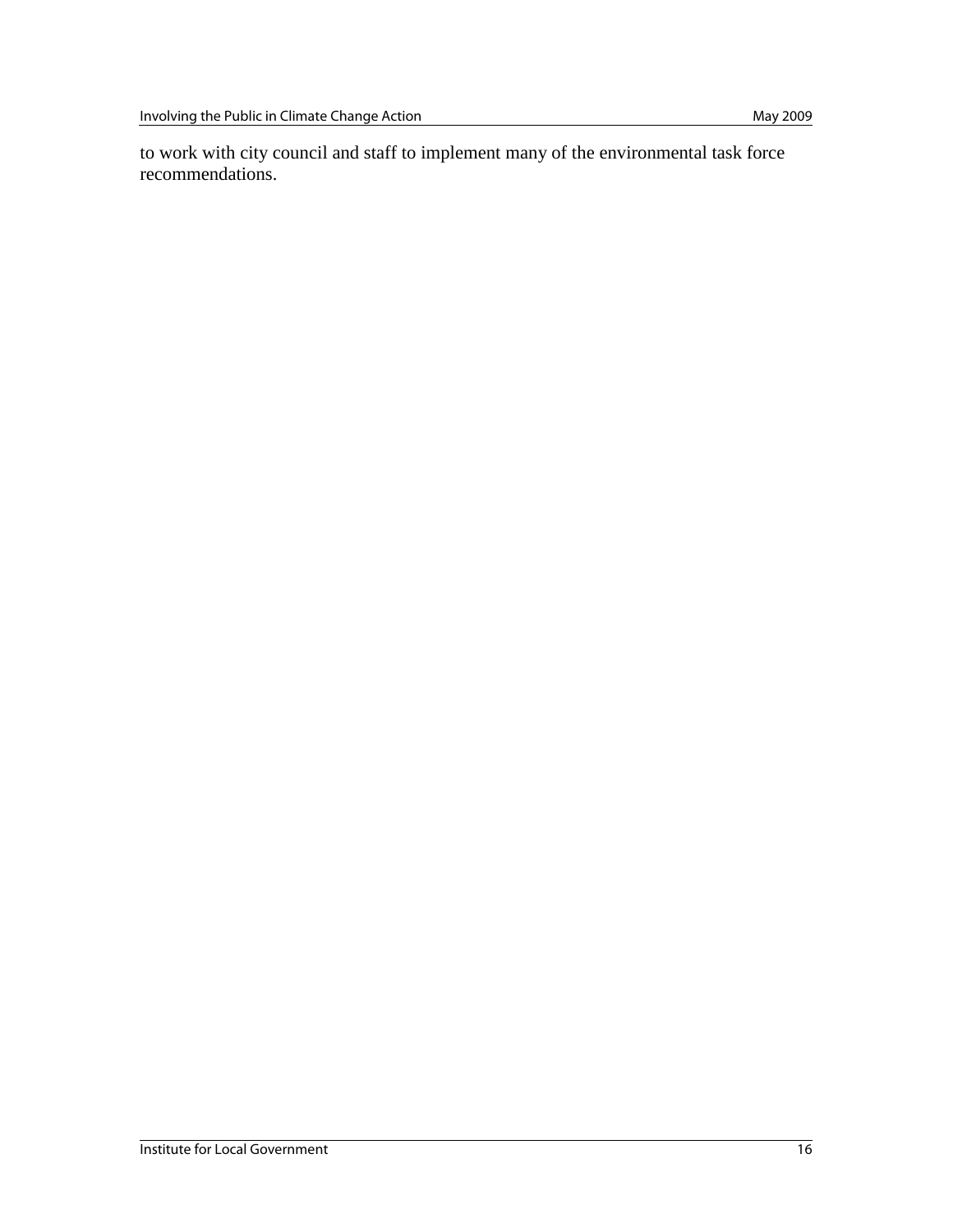to work with city council and staff to implement many of the environmental task force recommendations.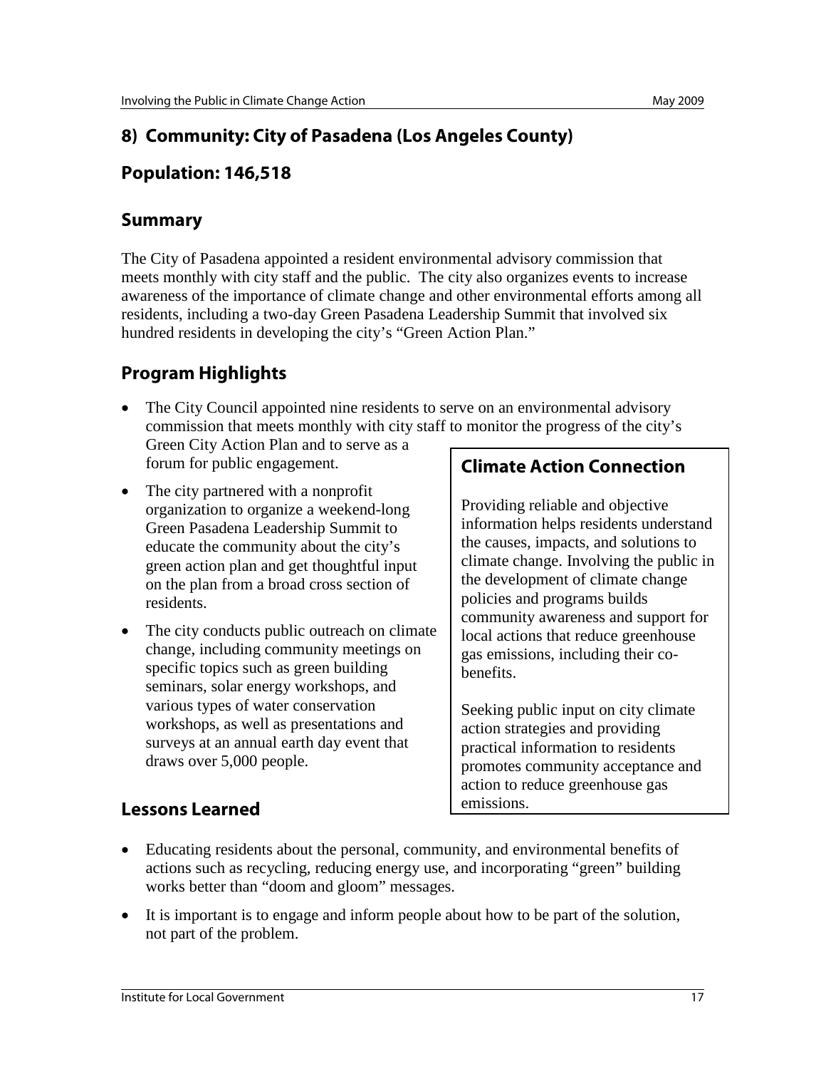## 8) Community: City of Pasadena (Los Angeles County)

## Population: 146,518

### Summary

The City of Pasadena appointed a resident environmental advisory commission that meets monthly with city staff and the public. The city also organizes events to increase awareness of the importance of climate change and other environmental efforts among all residents, including a two-day Green Pasadena Leadership Summit that involved six hundred residents in developing the city's "Green Action Plan."

### Program Highlights

- The City Council appointed nine residents to serve on an environmental advisory commission that meets monthly with city staff to monitor the progress of the city's Green City Action Plan and to serve as a forum for public engagement.
- The city partnered with a nonprofit organization to organize a weekend-long Green Pasadena Leadership Summit to educate the community about the city's green action plan and get thoughtful input on the plan from a broad cross section of residents.
- The city conducts public outreach on climate change, including community meetings on specific topics such as green building seminars, solar energy workshops, and various types of water conservation workshops, as well as presentations and surveys at an annual earth day event that draws over 5,000 people.

### Climate Action Connection

Providing reliable and objective information helps residents understand the causes, impacts, and solutions to climate change. Involving the public in the development of climate change policies and programs builds community awareness and support for local actions that reduce greenhouse gas emissions, including their co-benefits.

Seeking public input on city climate action strategies and providing practical information to residents promotes community acceptance and action to reduce greenhouse gas emissions.

### Lessons Learned

- Educating residents about the personal, community, and environmental benefits of actions such as recycling, reducing energy use, and incorporating "green" building works better than "doom and gloom" messages.
- It is important is to engage and inform people about how to be part of the solution, not part of the problem.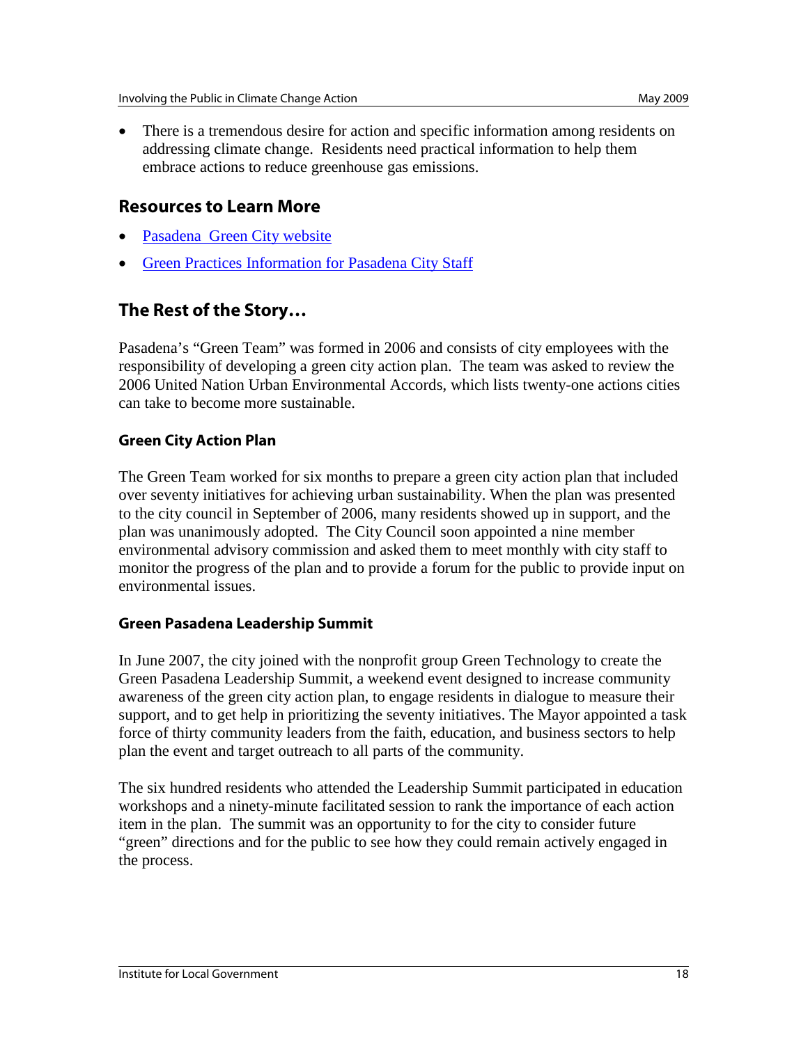- There is a tremendous desire for action and specific information among residents on addressing climate change. Residents need practical information to help them embrace actions to reduce greenhouse gas emissions.

## Resources to Learn More

- Pasadena Green City website
- Green Practices Information for Pasadena City Staff

## The Rest of the Story…

Pasadena's "Green Team" was formed in 2006 and consists of city employees with the responsibility of developing a green city action plan. The team was asked to review the 2006 United Nation Urban Environmental Accords, which lists twenty-one actions cities can take to become more sustainable.

### Green City Action Plan

The Green Team worked for six months to prepare a green city action plan that included over seventy initiatives for achieving urban sustainability. When the plan was presented to the city council in September of 2006, many residents showed up in support, and the plan was unanimously adopted. The City Council soon appointed a nine member environmental advisory commission and asked them to meet monthly with city staff to monitor the progress of the plan and to provide a forum for the public to provide input on environmental issues.

### Green Pasadena Leadership Summit

In June 2007, the city joined with the nonprofit group Green Technology to create the Green Pasadena Leadership Summit, a weekend event designed to increase community awareness of the green city action plan, to engage residents in dialogue to measure their support, and to get help in prioritizing the seventy initiatives. The Mayor appointed a task force of thirty community leaders from the faith, education, and business sectors to help plan the event and target outreach to all parts of the community.

The six hundred residents who attended the Leadership Summit participated in education workshops and a ninety-minute facilitated session to rank the importance of each action item in the plan. The summit was an opportunity to for the city to consider future "green" directions and for the public to see how they could remain actively engaged in the process.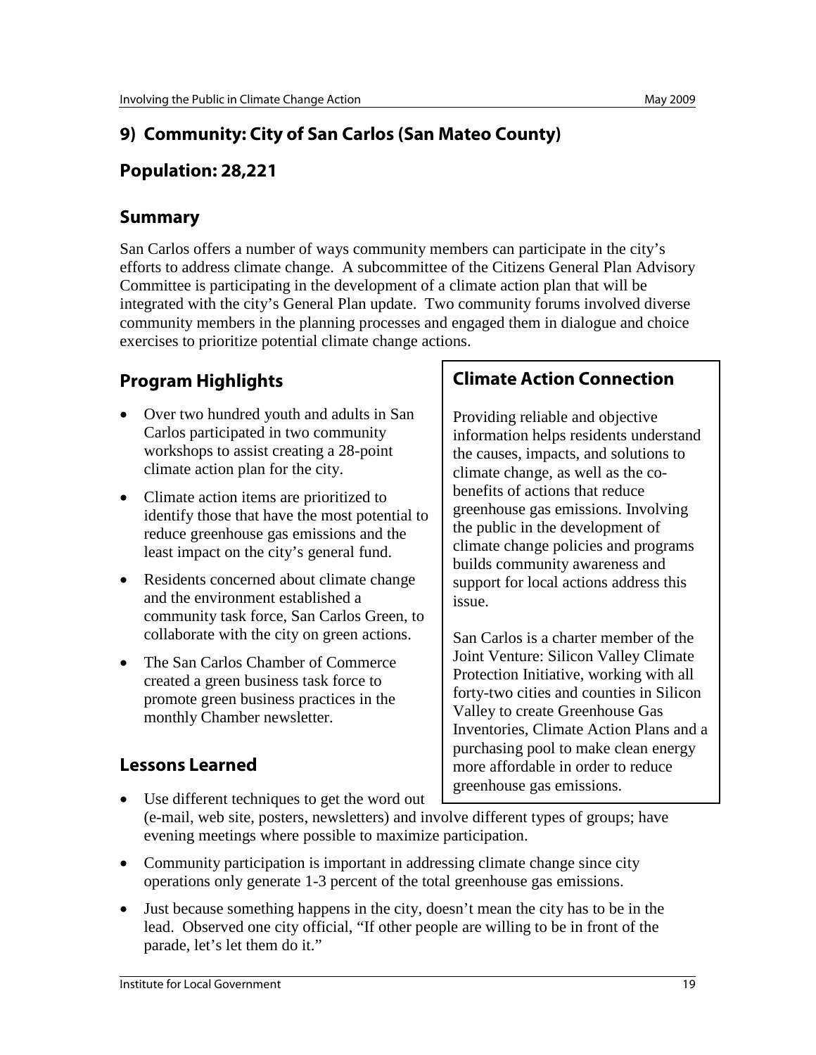## 9) Community: City of San Carlos (San Mateo County)

## Population: 28,221

### Summary

San Carlos offers a number of ways community members can participate in the city's efforts to address climate change. A subcommittee of the Citizens General Plan Advisory Committee is participating in the development of a climate action plan that will be integrated with the city's General Plan update. Two community forums involved diverse community members in the planning processes and engaged them in dialogue and choice exercises to prioritize potential climate change actions.

### Program Highlights

- Over two hundred youth and adults in San Carlos participated in two community workshops to assist creating a 28-point climate action plan for the city.
- Climate action items are prioritized to identify those that have the most potential to reduce greenhouse gas emissions and the least impact on the city's general fund.
- Residents concerned about climate change and the environment established a community task force, San Carlos Green, to collaborate with the city on green actions.
- The San Carlos Chamber of Commerce created a green business task force to promote green business practices in the monthly Chamber newsletter.

### Climate Action Connection

Providing reliable and objective information helps residents understand the causes, impacts, and solutions to climate change, as well as the co-benefits of actions that reduce greenhouse gas emissions. Involving the public in the development of climate change policies and programs builds community awareness and support for local actions address this issue.

San Carlos is a charter member of the Joint Venture: Silicon Valley Climate Protection Initiative, working with all forty-two cities and counties in Silicon Valley to create Greenhouse Gas Inventories, Climate Action Plans and a purchasing pool to make clean energy more affordable in order to reduce greenhouse gas emissions.

### Lessons Learned

- Use different techniques to get the word out (e-mail, web site, posters, newsletters) and involve different types of groups; have evening meetings where possible to maximize participation.
- Community participation is important in addressing climate change since city operations only generate 1-3 percent of the total greenhouse gas emissions.
- Just because something happens in the city, doesn't mean the city has to be in the lead. Observed one city official, "If other people are willing to be in front of the parade, let's let them do it."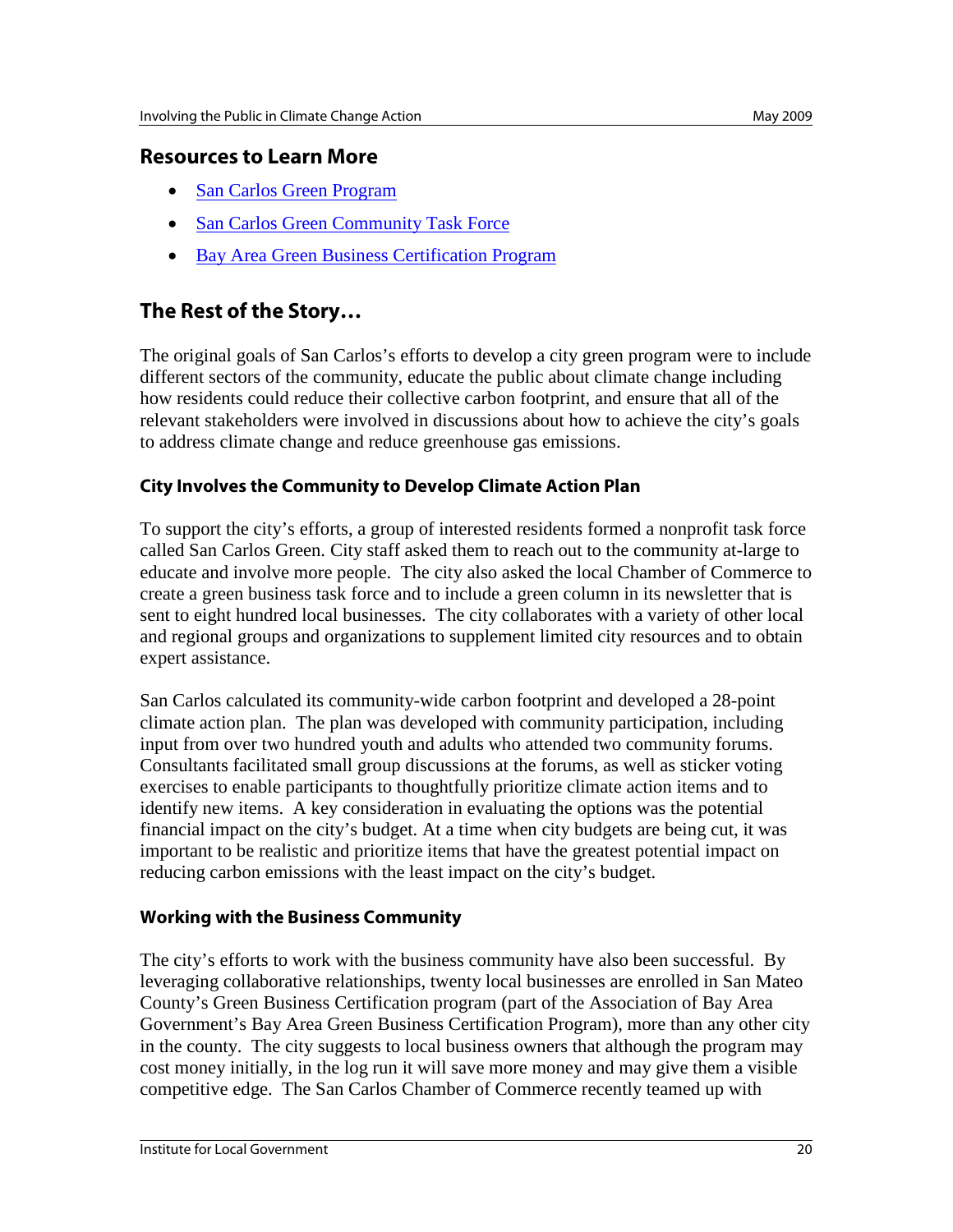## Resources to Learn More

- San Carlos Green Program
- San Carlos Green Community Task Force
- Bay Area Green Business Certification Program

## The Rest of the Story…

The original goals of San Carlos's efforts to develop a city green program were to include different sectors of the community, educate the public about climate change including how residents could reduce their collective carbon footprint, and ensure that all of the relevant stakeholders were involved in discussions about how to achieve the city's goals to address climate change and reduce greenhouse gas emissions.

### City Involves the Community to Develop Climate Action Plan

To support the city's efforts, a group of interested residents formed a nonprofit task force called San Carlos Green. City staff asked them to reach out to the community at-large to educate and involve more people. The city also asked the local Chamber of Commerce to create a green business task force and to include a green column in its newsletter that is sent to eight hundred local businesses. The city collaborates with a variety of other local and regional groups and organizations to supplement limited city resources and to obtain expert assistance.

San Carlos calculated its community-wide carbon footprint and developed a 28-point climate action plan. The plan was developed with community participation, including input from over two hundred youth and adults who attended two community forums. Consultants facilitated small group discussions at the forums, as well as sticker voting exercises to enable participants to thoughtfully prioritize climate action items and to identify new items. A key consideration in evaluating the options was the potential financial impact on the city's budget. At a time when city budgets are being cut, it was important to be realistic and prioritize items that have the greatest potential impact on reducing carbon emissions with the least impact on the city's budget.

### Working with the Business Community

The city's efforts to work with the business community have also been successful. By leveraging collaborative relationships, twenty local businesses are enrolled in San Mateo County's Green Business Certification program (part of the Association of Bay Area Government's Bay Area Green Business Certification Program), more than any other city in the county. The city suggests to local business owners that although the program may cost money initially, in the log run it will save more money and may give them a visible competitive edge. The San Carlos Chamber of Commerce recently teamed up with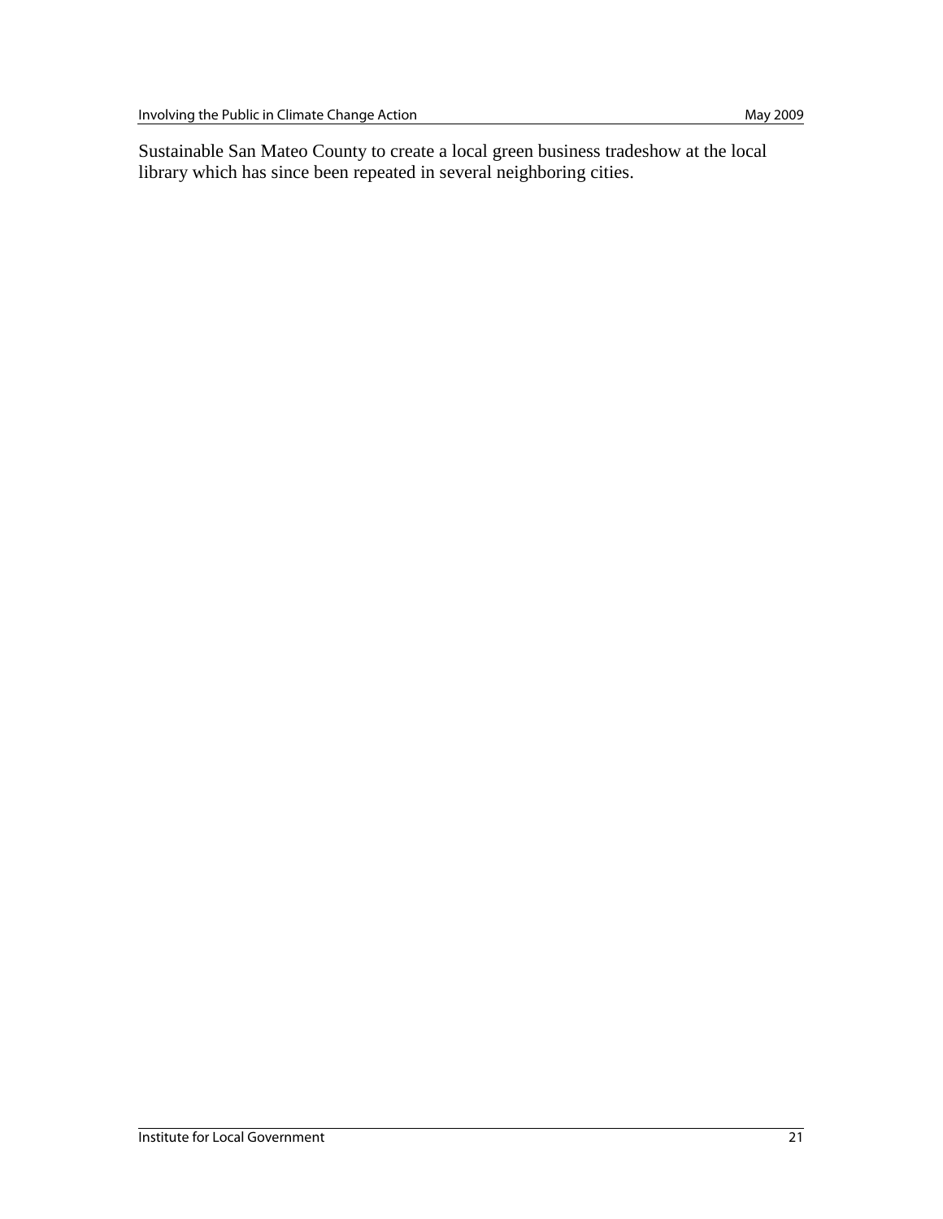Sustainable San Mateo County to create a local green business tradeshow at the local library which has since been repeated in several neighboring cities.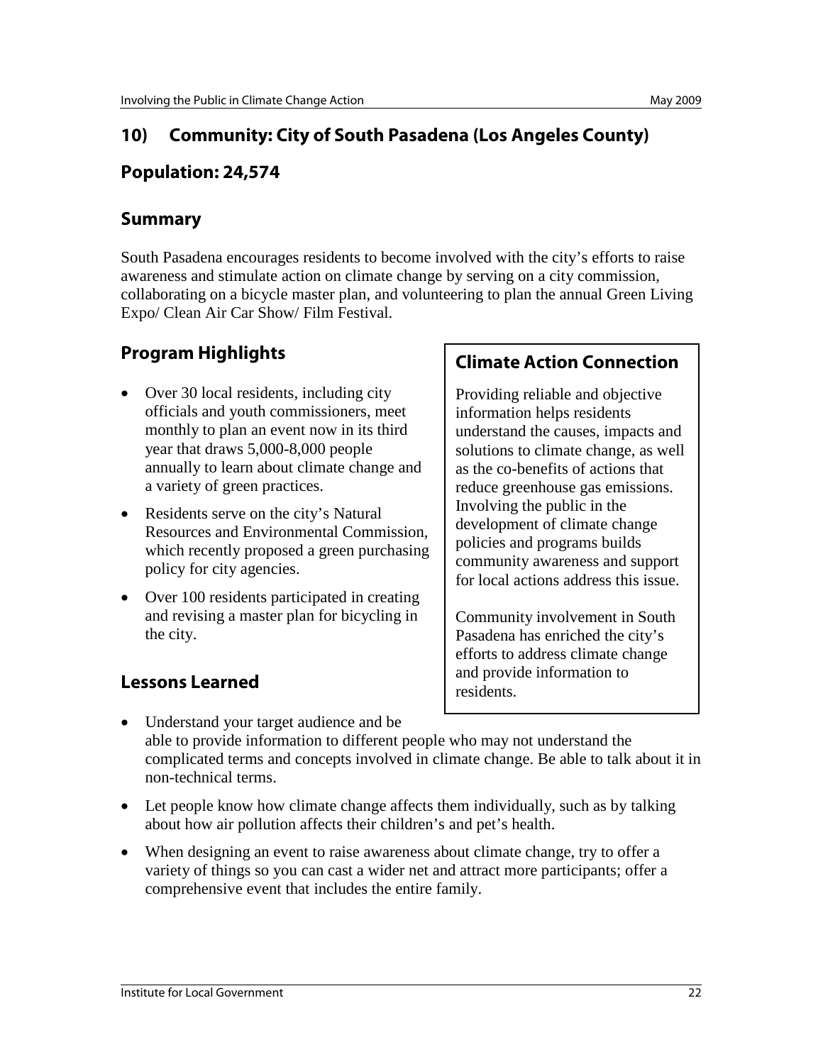## 10) Community: City of South Pasadena (Los Angeles County)

## Population: 24,574

### Summary

South Pasadena encourages residents to become involved with the city's efforts to raise awareness and stimulate action on climate change by serving on a city commission, collaborating on a bicycle master plan, and volunteering to plan the annual Green Living Expo/ Clean Air Car Show/ Film Festival.

### Program Highlights

- Over 30 local residents, including city officials and youth commissioners, meet monthly to plan an event now in its third year that draws 5,000-8,000 people annually to learn about climate change and a variety of green practices.
- Residents serve on the city's Natural Resources and Environmental Commission, which recently proposed a green purchasing policy for city agencies.
- Over 100 residents participated in creating and revising a master plan for bicycling in the city.

### Climate Action Connection

Providing reliable and objective information helps residents understand the causes, impacts and solutions to climate change, as well as the co-benefits of actions that reduce greenhouse gas emissions. Involving the public in the development of climate change policies and programs builds community awareness and support for local actions address this issue.

Community involvement in South Pasadena has enriched the city's efforts to address climate change and provide information to residents.

### Lessons Learned

- Understand your target audience and be able to provide information to different people who may not understand the complicated terms and concepts involved in climate change. Be able to talk about it in non-technical terms.
- Let people know how climate change affects them individually, such as by talking about how air pollution affects their children's and pet's health.
- When designing an event to raise awareness about climate change, try to offer a variety of things so you can cast a wider net and attract more participants; offer a comprehensive event that includes the entire family.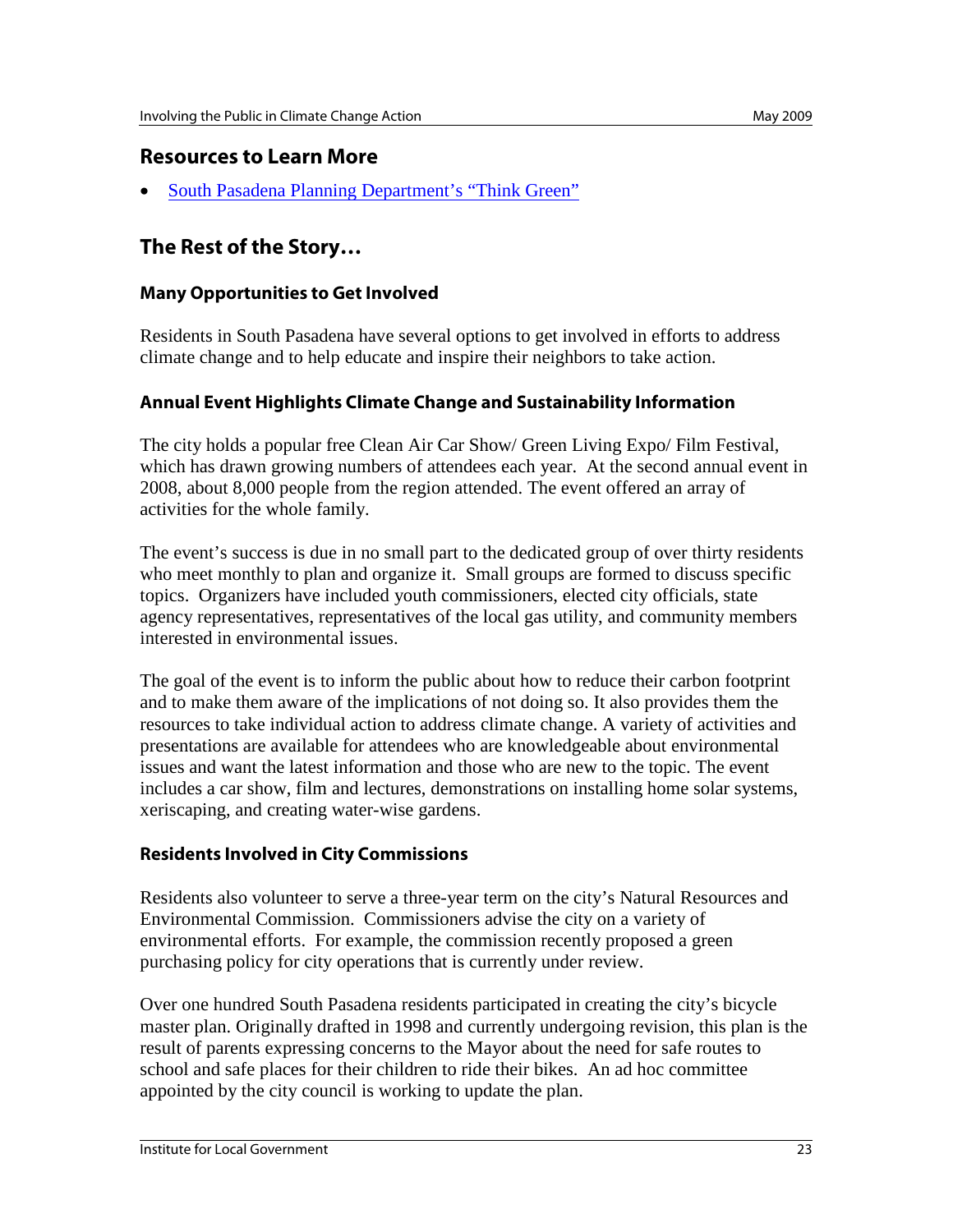## Resources to Learn More

- South Pasadena Planning Department's "Think Green"

## The Rest of the Story…

### Many Opportunities to Get Involved

Residents in South Pasadena have several options to get involved in efforts to address climate change and to help educate and inspire their neighbors to take action.

### Annual Event Highlights Climate Change and Sustainability Information

The city holds a popular free Clean Air Car Show/ Green Living Expo/ Film Festival, which has drawn growing numbers of attendees each year. At the second annual event in 2008, about 8,000 people from the region attended. The event offered an array of activities for the whole family.

The event's success is due in no small part to the dedicated group of over thirty residents who meet monthly to plan and organize it. Small groups are formed to discuss specific topics. Organizers have included youth commissioners, elected city officials, state agency representatives, representatives of the local gas utility, and community members interested in environmental issues.

The goal of the event is to inform the public about how to reduce their carbon footprint and to make them aware of the implications of not doing so. It also provides them the resources to take individual action to address climate change. A variety of activities and presentations are available for attendees who are knowledgeable about environmental issues and want the latest information and those who are new to the topic. The event includes a car show, film and lectures, demonstrations on installing home solar systems, xeriscaping, and creating water-wise gardens.

### Residents Involved in City Commissions

Residents also volunteer to serve a three-year term on the city's Natural Resources and Environmental Commission. Commissioners advise the city on a variety of environmental efforts. For example, the commission recently proposed a green purchasing policy for city operations that is currently under review.

Over one hundred South Pasadena residents participated in creating the city's bicycle master plan. Originally drafted in 1998 and currently undergoing revision, this plan is the result of parents expressing concerns to the Mayor about the need for safe routes to school and safe places for their children to ride their bikes. An ad hoc committee appointed by the city council is working to update the plan.